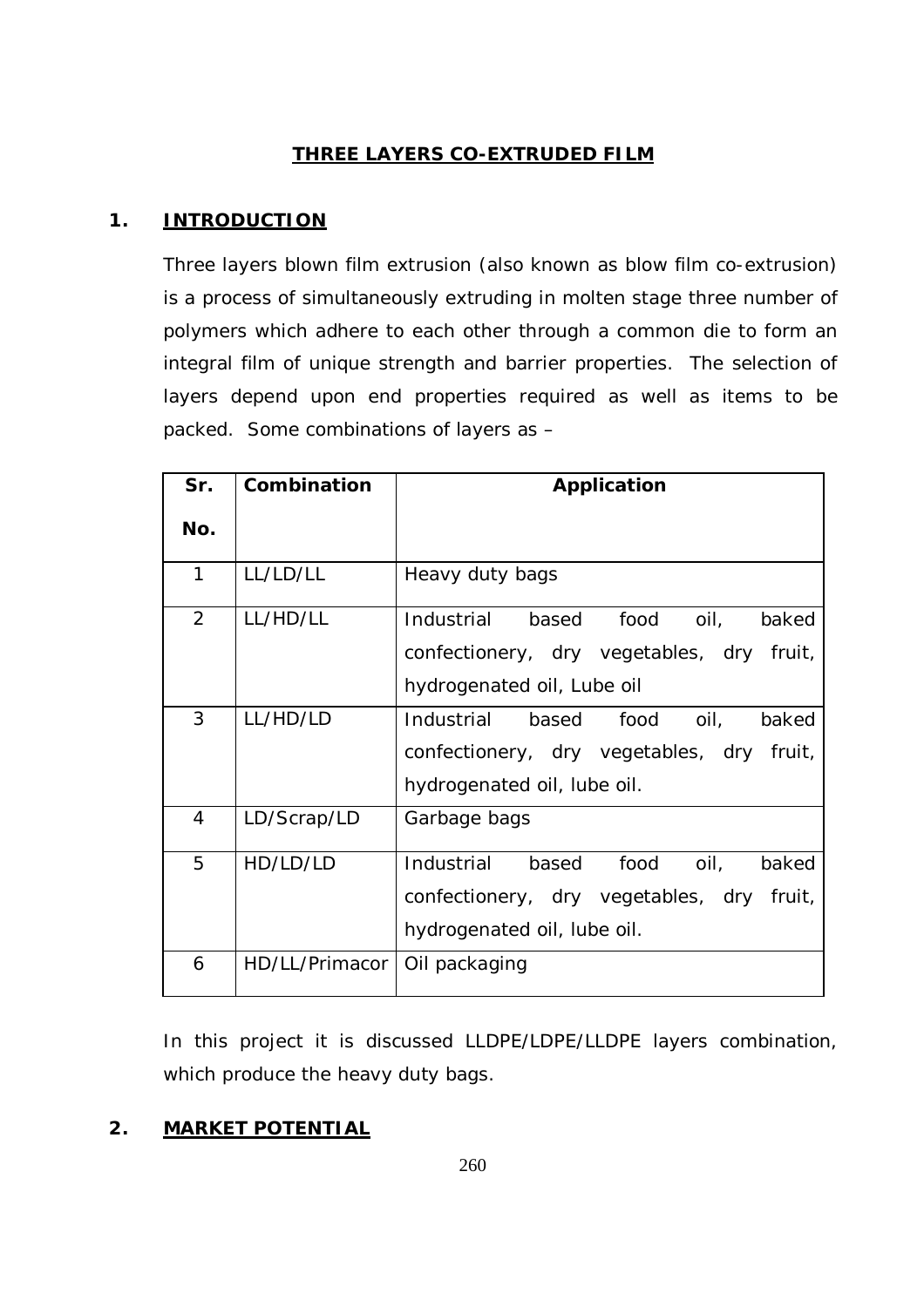# THREE LAYERS CO-EXTRUDED FILM

## 1. INTRODUCTION

Three layers blown film extrusion (also known as blow film co-extrusion) is a process of simultaneously extruding in molten stage three number of polymers which adhere to each other through a common die to form an integral film of unique strength and barrier properties. The selection of layers depend upon end properties required as well as items to be packed. Some combinations of layers as –

| Sr. No. | Combination | Application |
|---|---|---|
| 1 | LL/LD/LL | Heavy duty bags |
| 2 | LL/HD/LL | Industrial based food oil, baked confectionery, dry vegetables, dry fruit, hydrogenated oil, Lube oil |
| 3 | LL/HD/LD | Industrial based food oil, baked confectionery, dry vegetables, dry fruit, hydrogenated oil, lube oil. |
| 4 | LD/Scrap/LD | Garbage bags |
| 5 | HD/LD/LD | Industrial based food oil, baked confectionery, dry vegetables, dry fruit, hydrogenated oil, lube oil. |
| 6 | HD/LL/Primacor | Oil packaging |

In this project it is discussed LLDPE/LDPE/LLDPE layers combination, which produce the heavy duty bags.

## 2. MARKET POTENTIAL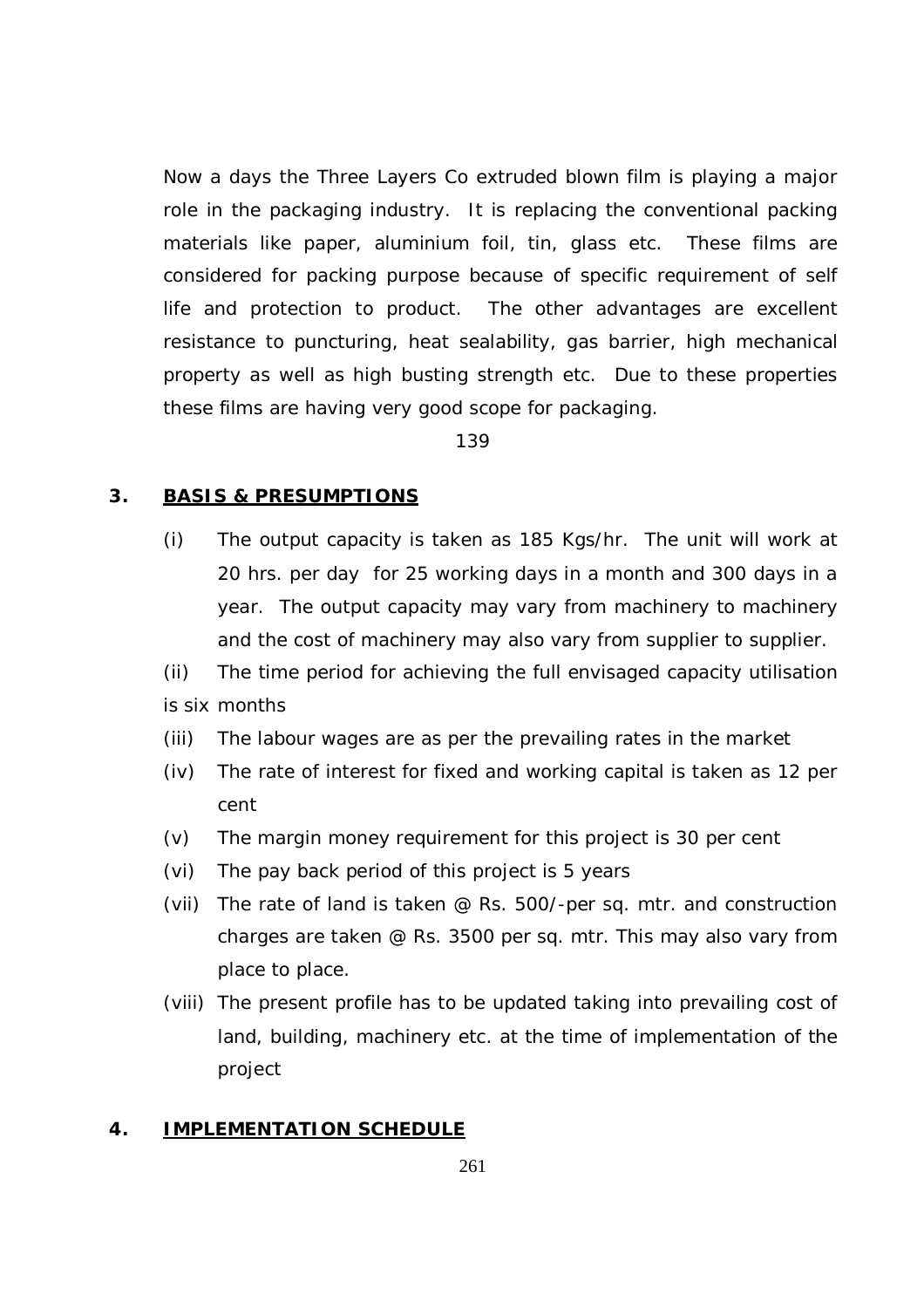Now a days the Three Layers Co extruded blown film is playing a major role in the packaging industry. It is replacing the conventional packing materials like paper, aluminium foil, tin, glass etc. These films are considered for packing purpose because of specific requirement of self life and protection to product. The other advantages are excellent resistance to puncturing, heat sealability, gas barrier, high mechanical property as well as high busting strength etc. Due to these properties these films are having very good scope for packaging.

## 3. BASIS & PRESUMPTIONS

(i) The output capacity is taken as 185 Kgs/hr. The unit will work at 20 hrs. per day for 25 working days in a month and 300 days in a year. The output capacity may vary from machinery to machinery and the cost of machinery may also vary from supplier to supplier.

(ii) The time period for achieving the full envisaged capacity utilisation is six months

(iii) The labour wages are as per the prevailing rates in the market

(iv) The rate of interest for fixed and working capital is taken as 12 per cent

(v) The margin money requirement for this project is 30 per cent

(vi) The pay back period of this project is 5 years

(vii) The rate of land is taken @ Rs. 500/-per sq. mtr. and construction charges are taken @ Rs. 3500 per sq. mtr. This may also vary from place to place.

(viii) The present profile has to be updated taking into prevailing cost of land, building, machinery etc. at the time of implementation of the project

## 4. IMPLEMENTATION SCHEDULE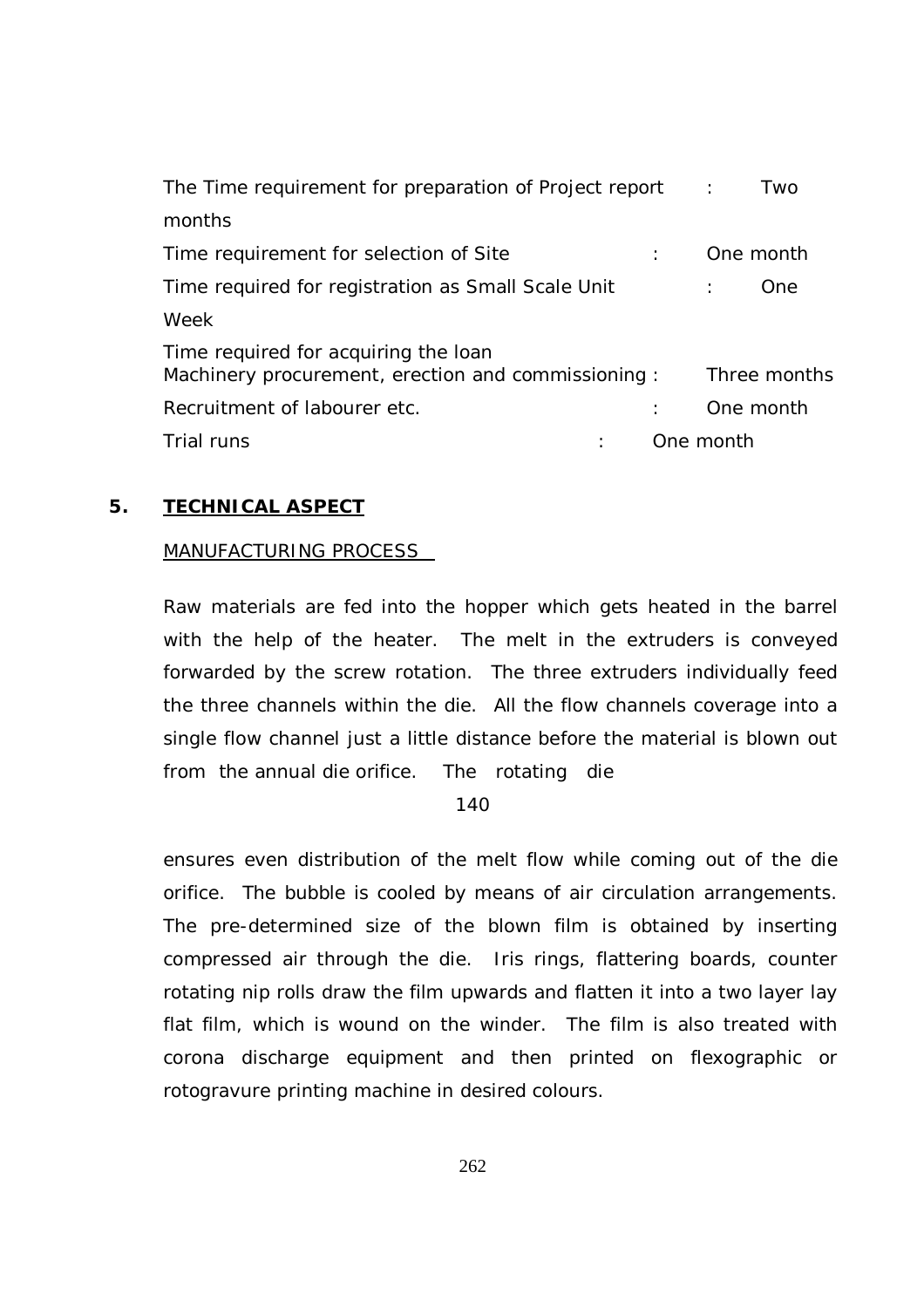| | | |
|---|---|---|
| The Time requirement for preparation of Project report | : | Two months |
| Time requirement for selection of Site | : | One month |
| Time required for registration as Small Scale Unit | : | One Week |
| Time required for acquiring the loan Machinery procurement, erection and commissioning | : | Three months |
| Recruitment of labourer etc. | : | One month |
| Trial runs | : | One month |

## 5. TECHNICAL ASPECT

MANUFACTURING PROCESS

Raw materials are fed into the hopper which gets heated in the barrel with the help of the heater. The melt in the extruders is conveyed forwarded by the screw rotation. The three extruders individually feed the three channels within the die. All the flow channels coverage into a single flow channel just a little distance before the material is blown out from the annual die orifice. The rotating die ensures even distribution of the melt flow while coming out of the die orifice. The bubble is cooled by means of air circulation arrangements. The pre-determined size of the blown film is obtained by inserting compressed air through the die. Iris rings, flattering boards, counter rotating nip rolls draw the film upwards and flatten it into a two layer lay flat film, which is wound on the winder. The film is also treated with corona discharge equipment and then printed on flexographic or rotogravure printing machine in desired colours.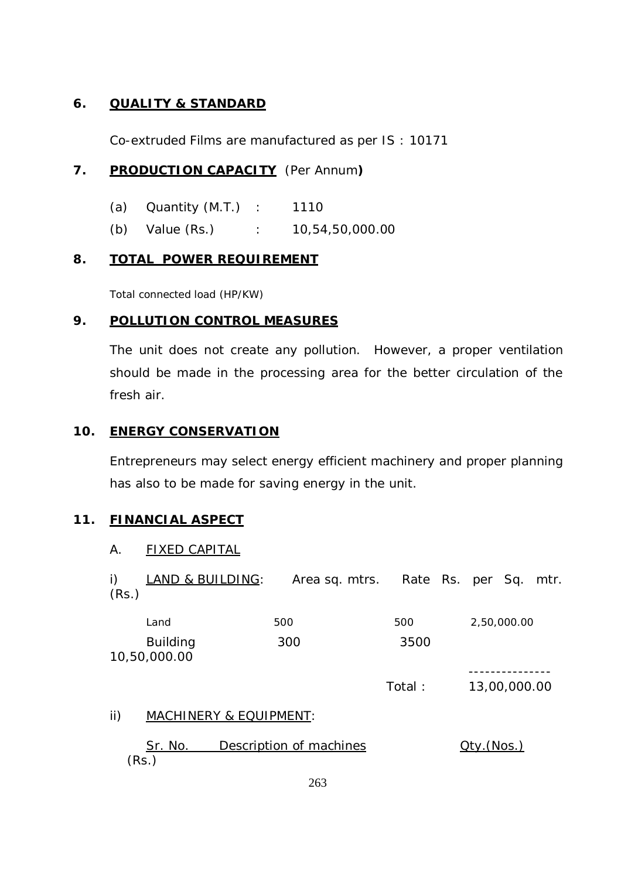## 6. QUALITY & STANDARD

Co-extruded Films are manufactured as per IS : 10171

## 7. PRODUCTION CAPACITY (Per Annum)

(a) Quantity (M.T.) : 1110

(b) Value (Rs.) : 10,54,50,000.00

## 8. TOTAL POWER REQUIREMENT

Total connected load (HP/KW)

## 9. POLLUTION CONTROL MEASURES

The unit does not create any pollution. However, a proper ventilation should be made in the processing area for the better circulation of the fresh air.

## 10. ENERGY CONSERVATION

Entrepreneurs may select energy efficient machinery and proper planning has also to be made for saving energy in the unit.

## 11. FINANCIAL ASPECT

A. FIXED CAPITAL

i) LAND & BUILDING:

| | Area sq. mtrs. | Rate Rs. per Sq. mtr. | (Rs.) |
|---|---|---|---|
| Land | 500 | 500 | 2,50,000.00 |
| Building | 300 | 3500 | 10,50,000.00 |
| | | Total : | 13,00,000.00 |

ii) MACHINERY & EQUIPMENT:

| Sr. No. | Description of machines | Qty.(Nos.) | (Rs.) |
|---|---|---|---|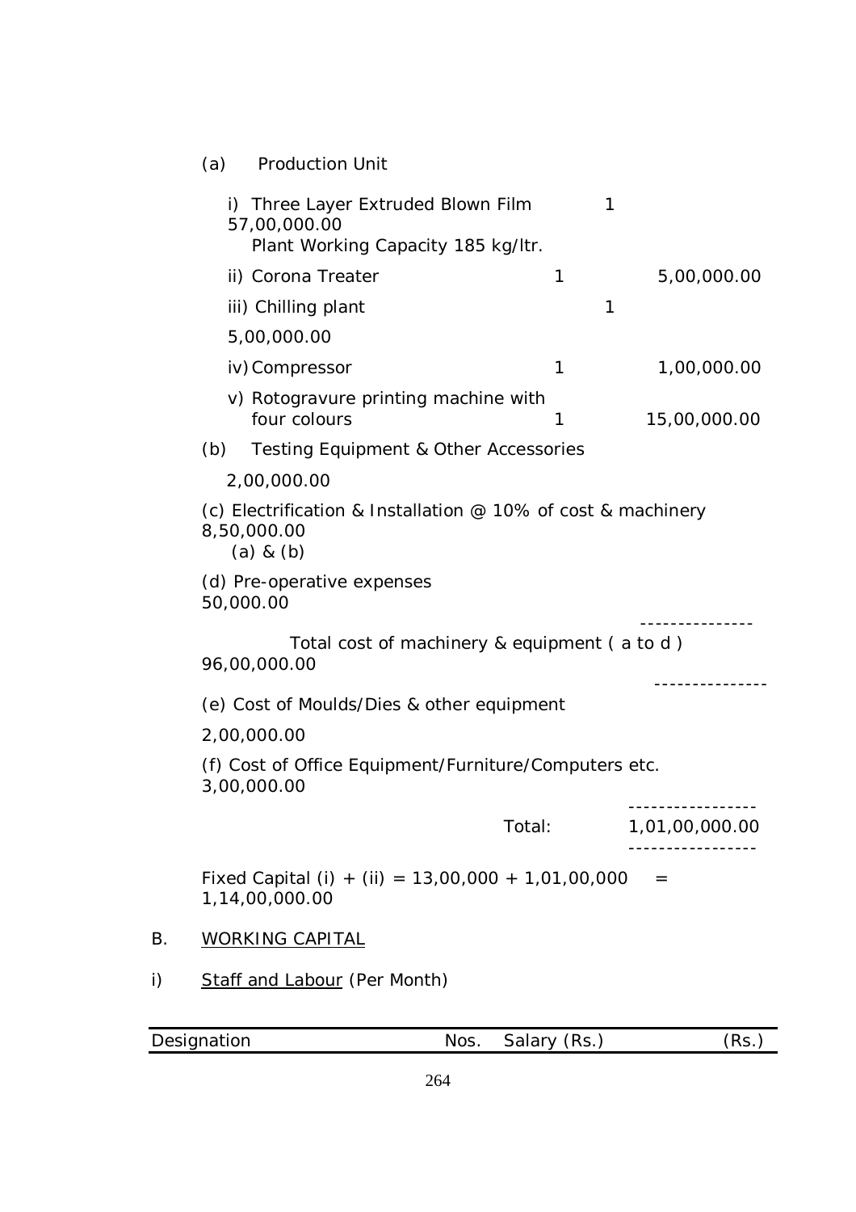(a) Production Unit

| Item | Qty | Amount (Rs.) |
|---|---|---|
| i) Three Layer Extruded Blown Film Plant Working Capacity 185 kg/ltr. | 1 | 57,00,000.00 |
| ii) Corona Treater | 1 | 5,00,000.00 |
| iii) Chilling plant | 1 | 5,00,000.00 |
| iv) Compressor | 1 | 1,00,000.00 |
| v) Rotogravure printing machine with four colours | 1 | 15,00,000.00 |

(b) Testing Equipment & Other Accessories 2,00,000.00

(c) Electrification & Installation @ 10% of cost & machinery (a) & (b) 8,50,000.00

(d) Pre-operative expenses 50,000.00

---------------

Total cost of machinery & equipment ( a to d ) 96,00,000.00

---------------

(e) Cost of Moulds/Dies & other equipment 2,00,000.00

(f) Cost of Office Equipment/Furniture/Computers etc. 3,00,000.00

-----------------

Total: 1,01,00,000.00

-----------------

Fixed Capital (i) + (ii) = 13,00,000 + 1,01,00,000 = 1,14,00,000.00

B. <u>WORKING CAPITAL</u>

i) <u>Staff and Labour</u> (Per Month)

| Designation | Nos. | Salary (Rs.) | (Rs.) |
|---|---|---|---|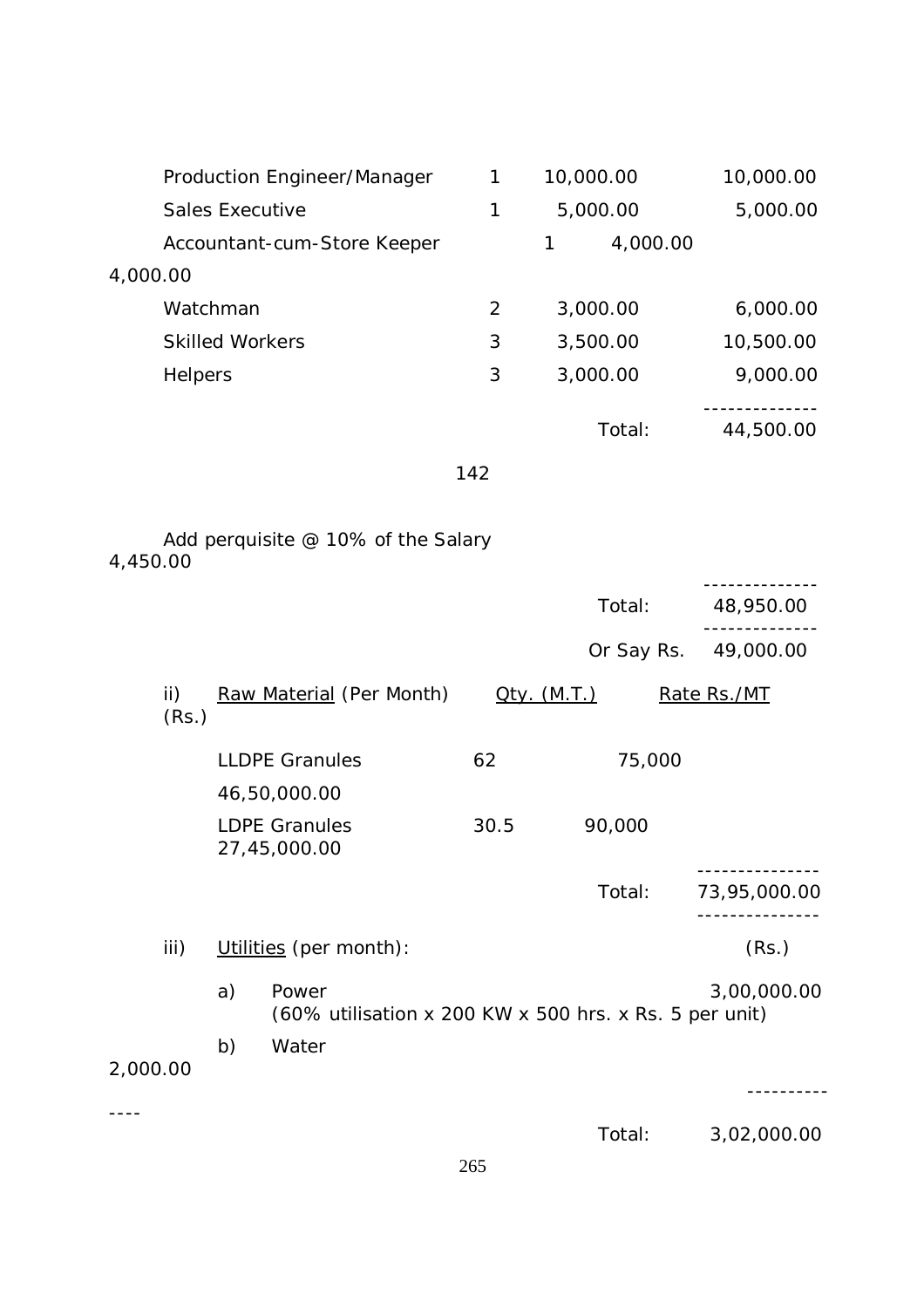| | | | |
|---|---|---|---|
| Production Engineer/Manager | 1 | 10,000.00 | 10,000.00 |
| Sales Executive | 1 | 5,000.00 | 5,000.00 |
| Accountant-cum-Store Keeper | 1 | 4,000.00 | 4,000.00 |
| Watchman | 2 | 3,000.00 | 6,000.00 |
| Skilled Workers | 3 | 3,500.00 | 10,500.00 |
| Helpers | 3 | 3,000.00 | 9,000.00 |
| | | Total: | 44,500.00 |

142

| | |
|---|---|
| Add perquisite @ 10% of the Salary | 4,450.00 |
| Total: | 48,950.00 |
| Or Say Rs. | 49,000.00 |

ii) Raw Material (Per Month)

| | Qty. (M.T.) | Rate Rs./MT | (Rs.) |
|---|---|---|---|
| LLDPE Granules | 62 | 75,000 | 46,50,000.00 |
| LDPE Granules | 30.5 | 90,000 | 27,45,000.00 |
| | | Total: | 73,95,000.00 |

iii) Utilities (per month):

| | (Rs.) |
|---|---|
| a) Power (60% utilisation x 200 KW x 500 hrs. x Rs. 5 per unit) | 3,00,000.00 |
| b) Water | 2,000.00 |
| Total: | 3,02,000.00 |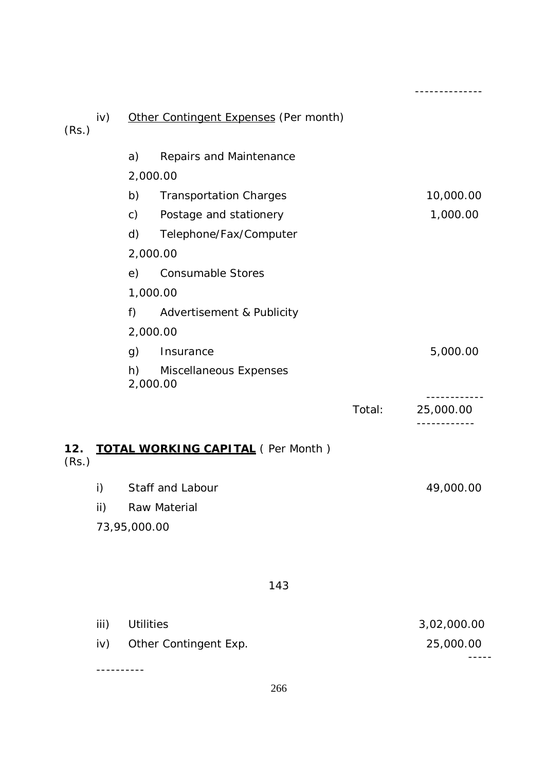--------------

iv) Other Contingent Expenses (Per month) (Rs.)

| | | |
|---|---|---|
| a) | Repairs and Maintenance | 2,000.00 |
| b) | Transportation Charges | 10,000.00 |
| c) | Postage and stationery | 1,000.00 |
| d) | Telephone/Fax/Computer | 2,000.00 |
| e) | Consumable Stores | 1,000.00 |
| f) | Advertisement & Publicity | 2,000.00 |
| g) | Insurance | 5,000.00 |
| h) | Miscellaneous Expenses | 2,000.00 |
| | Total: | 25,000.00 |

**12. TOTAL WORKING CAPITAL** ( Per Month ) (Rs.)

| | | |
|---|---|---|
| i) | Staff and Labour | 49,000.00 |
| ii) | Raw Material | 73,95,000.00 |

143

| | | |
|---|---|---|
| iii) | Utilities | 3,02,000.00 |
| iv) | Other Contingent Exp. | 25,000.00 |

---------------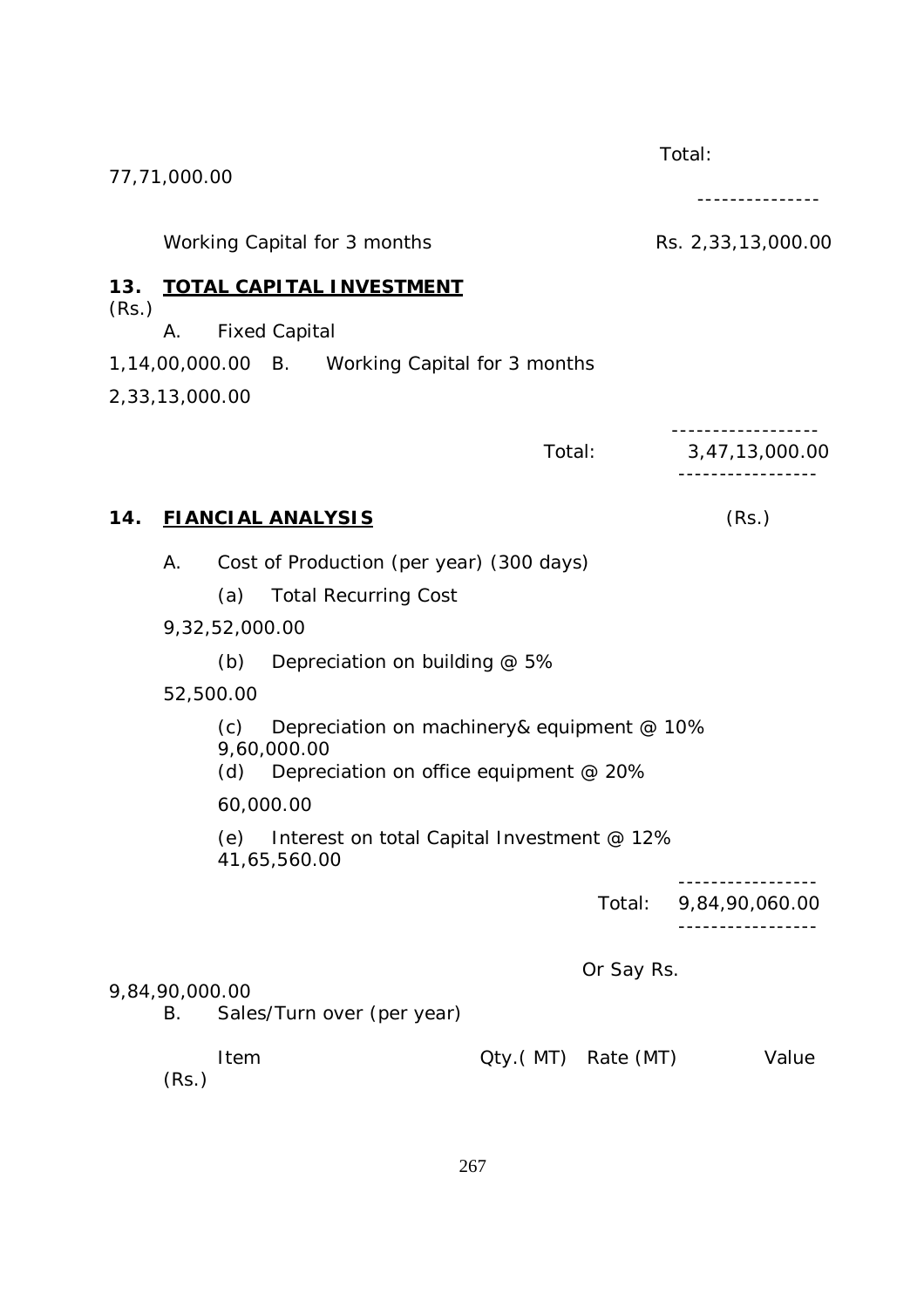Total: 77,71,000.00

---------------

Working Capital for 3 months Rs. 2,33,13,000.00

## 13. TOTAL CAPITAL INVESTMENT

(Rs.)

| | | |
|---|---|---|
| A. | Fixed Capital | 1,14,00,000.00 |
| B. | Working Capital for 3 months | 2,33,13,000.00 |
| | Total: | 3,47,13,000.00 |

## 14. FIANCIAL ANALYSIS

(Rs.)

A. Cost of Production (per year) (300 days)

| | | |
|---|---|---|
| (a) | Total Recurring Cost | 9,32,52,000.00 |
| (b) | Depreciation on building @ 5% | 52,500.00 |
| (c) | Depreciation on machinery& equipment @ 10% | 9,60,000.00 |
| (d) | Depreciation on office equipment @ 20% | 60,000.00 |
| (e) | Interest on total Capital Investment @ 12% | 41,65,560.00 |
| | Total: | 9,84,90,060.00 |

Or Say Rs. 9,84,90,000.00

B. Sales/Turn over (per year)

| Item | Qty.( MT) | Rate (MT) | Value (Rs.) |
|---|---|---|---|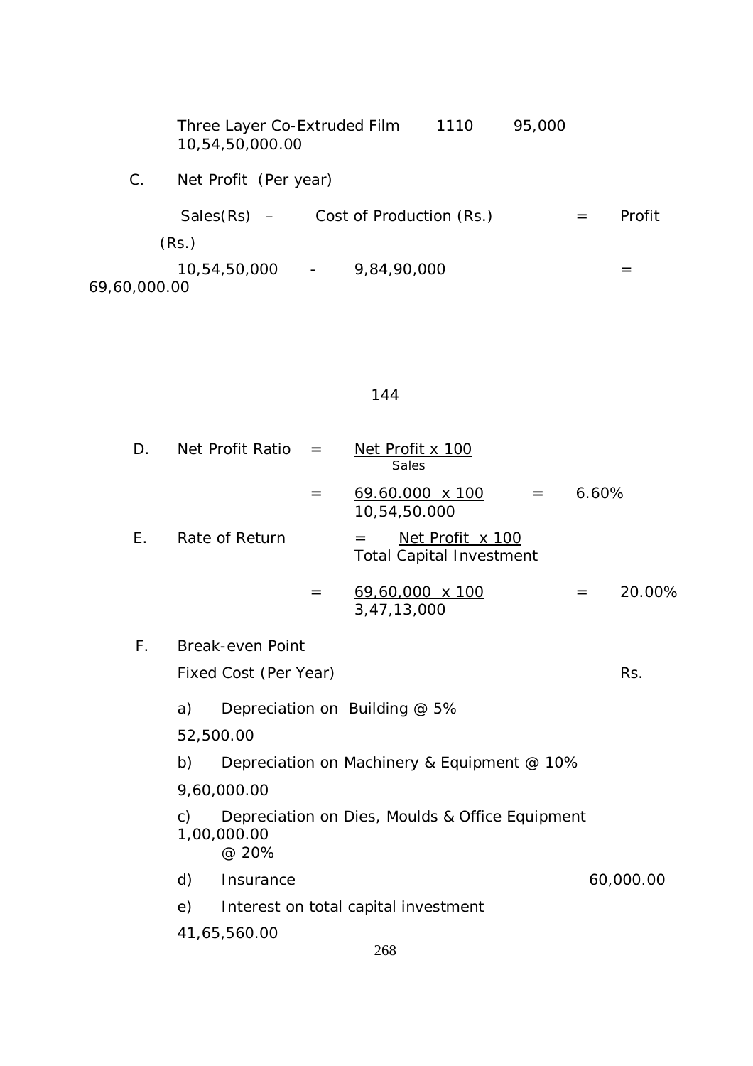| | | | |
|---|---|---|---|
| Three Layer Co-Extruded Film | 1110 | 95,000 | 10,54,50,000.00 |

C. Net Profit (Per year)

| Sales(Rs) – | Cost of Production (Rs.) | = | Profit (Rs.) |
|---|---|---|---|
| 10,54,50,000 - | 9,84,90,000 | = | 69,60,000.00 |

D. Net Profit Ratio = $\frac{\text{Net Profit x 100}}{\text{Sales}}$

= $\frac{69.60.000 \text{ x } 100}{10,54,50.000}$ = 6.60%

E. Rate of Return = $\frac{\text{Net Profit x 100}}{\text{Total Capital Investment}}$

= $\frac{69,60,000 \text{ x } 100}{3,47,13,000}$ = 20.00%

F. Break-even Point

| Fixed Cost (Per Year) | Rs. |
|---|---|
| a) Depreciation on Building @ 5% | 52,500.00 |
| b) Depreciation on Machinery & Equipment @ 10% | 9,60,000.00 |
| c) Depreciation on Dies, Moulds & Office Equipment @ 20% | 1,00,000.00 |
| d) Insurance | 60,000.00 |
| e) Interest on total capital investment | 41,65,560.00 |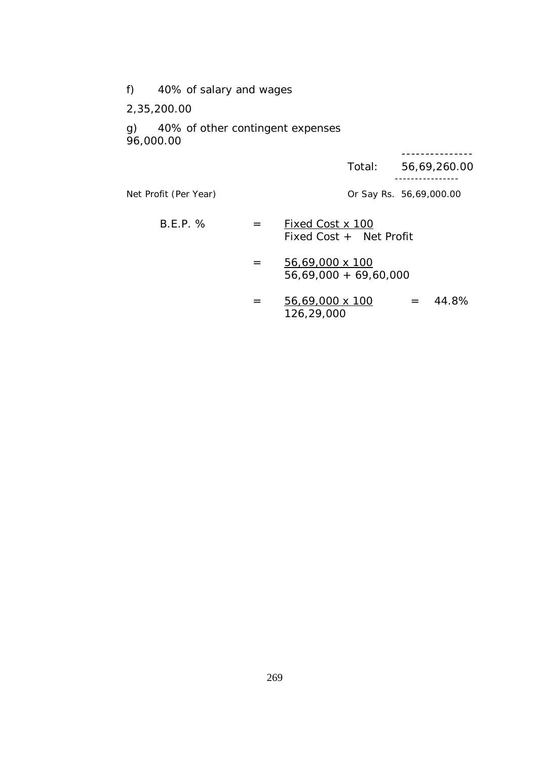f) 40% of salary and wages

2,35,200.00

g) 40% of other contingent expenses
96,000.00

---------------
Total: 56,69,260.00
---------------

Net Profit (Per Year) Or Say Rs. 56,69,000.00

$$\text{B.E.P. \%} = \frac{\text{Fixed Cost x 100}}{\text{Fixed Cost + Net Profit}}$$

$$= \frac{56{,}69{,}000 \text{ x } 100}{56{,}69{,}000 + 69{,}60{,}000}$$

$$= \frac{56{,}69{,}000 \text{ x } 100}{126{,}29{,}000} = 44.8\%$$